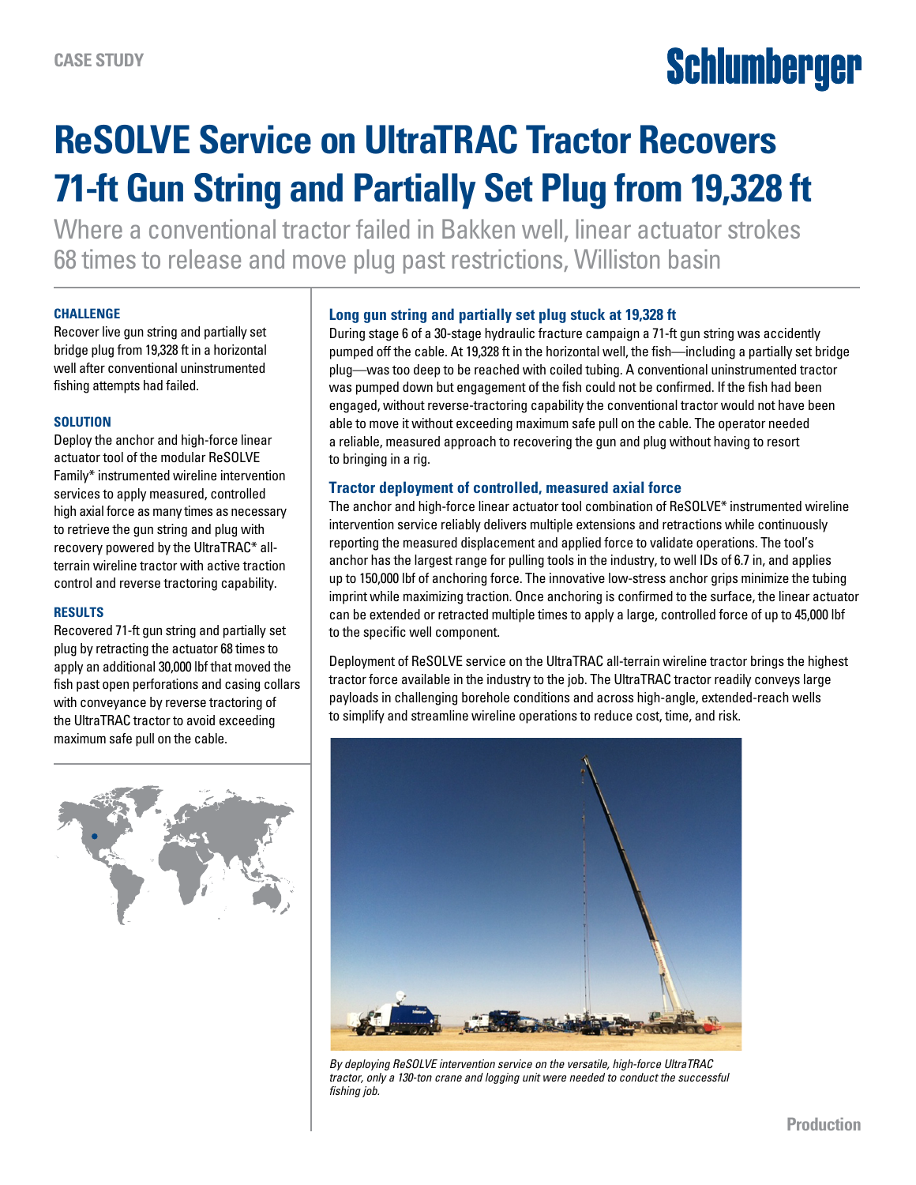CASE STUDY

# ReSOLVE Service on UltraTRAC Tractor Recovers 71-ft Gun String and Partially Set Plug from 19,328 ft

Where a conventional tractor failed in Bakken well, linear actuator strokes 68 times to release and move plug past restrictions, Williston basin

### CHALLENGE

Recover live gun string and partially set bridge plug from 19,328 ft in a horizontal well after conventional uninstrumented fishing attempts had failed.

### SOLUTION

Deploy the anchor and high-force linear actuator tool of the modular ReSOLVE Family* instrumented wireline intervention services to apply measured, controlled high axial force as many times as necessary to retrieve the gun string and plug with recovery powered by the UltraTRAC* all-terrain wireline tractor with active traction control and reverse tractoring capability.

### RESULTS

Recovered 71-ft gun string and partially set plug by retracting the actuator 68 times to apply an additional 30,000 lbf that moved the fish past open perforations and casing collars with conveyance by reverse tractoring of the UltraTRAC tractor to avoid exceeding maximum safe pull on the cable.

## Long gun string and partially set plug stuck at 19,328 ft

During stage 6 of a 30-stage hydraulic fracture campaign a 71-ft gun string was accidently pumped off the cable. At 19,328 ft in the horizontal well, the fish—including a partially set bridge plug—was too deep to be reached with coiled tubing. A conventional uninstrumented tractor was pumped down but engagement of the fish could not be confirmed. If the fish had been engaged, without reverse-tractoring capability the conventional tractor would not have been able to move it without exceeding maximum safe pull on the cable. The operator needed a reliable, measured approach to recovering the gun and plug without having to resort to bringing in a rig.

## Tractor deployment of controlled, measured axial force

The anchor and high-force linear actuator tool combination of ReSOLVE* instrumented wireline intervention service reliably delivers multiple extensions and retractions while continuously reporting the measured displacement and applied force to validate operations. The tool's anchor has the largest range for pulling tools in the industry, to well IDs of 6.7 in, and applies up to 150,000 lbf of anchoring force. The innovative low-stress anchor grips minimize the tubing imprint while maximizing traction. Once anchoring is confirmed to the surface, the linear actuator can be extended or retracted multiple times to apply a large, controlled force of up to 45,000 lbf to the specific well component.

Deployment of ReSOLVE service on the UltraTRAC all-terrain wireline tractor brings the highest tractor force available in the industry to the job. The UltraTRAC tractor readily conveys large payloads in challenging borehole conditions and across high-angle, extended-reach wells to simplify and streamline wireline operations to reduce cost, time, and risk.

*By deploying ReSOLVE intervention service on the versatile, high-force UltraTRAC tractor, only a 130-ton crane and logging unit were needed to conduct the successful fishing job.*

Production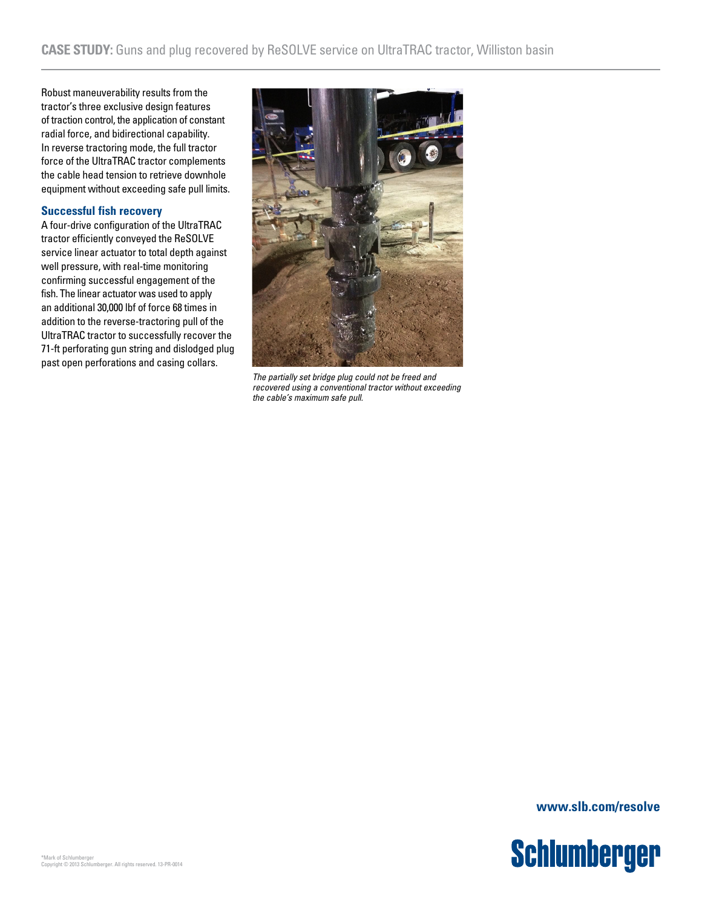Robust maneuverability results from the tractor's three exclusive design features of traction control, the application of constant radial force, and bidirectional capability. In reverse tractoring mode, the full tractor force of the UltraTRAC tractor complements the cable head tension to retrieve downhole equipment without exceeding safe pull limits.

### Successful fish recovery

A four-drive configuration of the UltraTRAC tractor efficiently conveyed the ReSOLVE service linear actuator to total depth against well pressure, with real-time monitoring confirming successful engagement of the fish. The linear actuator was used to apply an additional 30,000 lbf of force 68 times in addition to the reverse-tractoring pull of the UltraTRAC tractor to successfully recover the 71-ft perforating gun string and dislodged plug past open perforations and casing collars.

*The partially set bridge plug could not be freed and recovered using a conventional tractor without exceeding the cable's maximum safe pull.*

**www.slb.com/resolve**

*Mark of Schlumberger
Copyright © 2013 Schlumberger. All rights reserved. 13-PR-0014